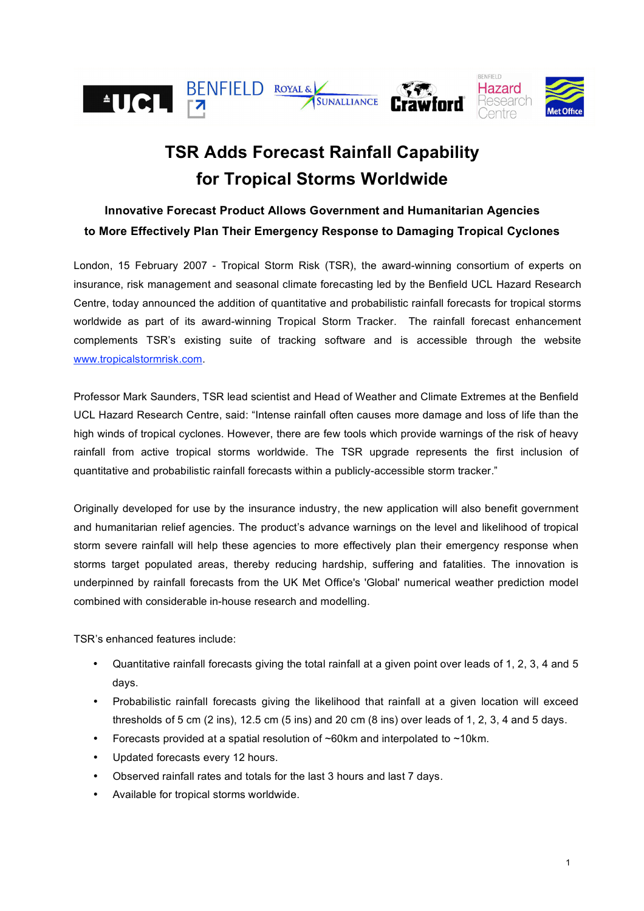# TSR Adds Forecast Rainfall Capability for Tropical Storms Worldwide

**Innovative Forecast Product Allows Government and Humanitarian Agencies to More Effectively Plan Their Emergency Response to Damaging Tropical Cyclones**

London, 15 February 2007 - Tropical Storm Risk (TSR), the award-winning consortium of experts on insurance, risk management and seasonal climate forecasting led by the Benfield UCL Hazard Research Centre, today announced the addition of quantitative and probabilistic rainfall forecasts for tropical storms worldwide as part of its award-winning Tropical Storm Tracker. The rainfall forecast enhancement complements TSR's existing suite of tracking software and is accessible through the website www.tropicalstormrisk.com.

Professor Mark Saunders, TSR lead scientist and Head of Weather and Climate Extremes at the Benfield UCL Hazard Research Centre, said: "Intense rainfall often causes more damage and loss of life than the high winds of tropical cyclones. However, there are few tools which provide warnings of the risk of heavy rainfall from active tropical storms worldwide. The TSR upgrade represents the first inclusion of quantitative and probabilistic rainfall forecasts within a publicly-accessible storm tracker."

Originally developed for use by the insurance industry, the new application will also benefit government and humanitarian relief agencies. The product's advance warnings on the level and likelihood of tropical storm severe rainfall will help these agencies to more effectively plan their emergency response when storms target populated areas, thereby reducing hardship, suffering and fatalities. The innovation is underpinned by rainfall forecasts from the UK Met Office's 'Global' numerical weather prediction model combined with considerable in-house research and modelling.

TSR's enhanced features include:

- Quantitative rainfall forecasts giving the total rainfall at a given point over leads of 1, 2, 3, 4 and 5 days.
- Probabilistic rainfall forecasts giving the likelihood that rainfall at a given location will exceed thresholds of 5 cm (2 ins), 12.5 cm (5 ins) and 20 cm (8 ins) over leads of 1, 2, 3, 4 and 5 days.
- Forecasts provided at a spatial resolution of ~60km and interpolated to ~10km.
- Updated forecasts every 12 hours.
- Observed rainfall rates and totals for the last 3 hours and last 7 days.
- Available for tropical storms worldwide.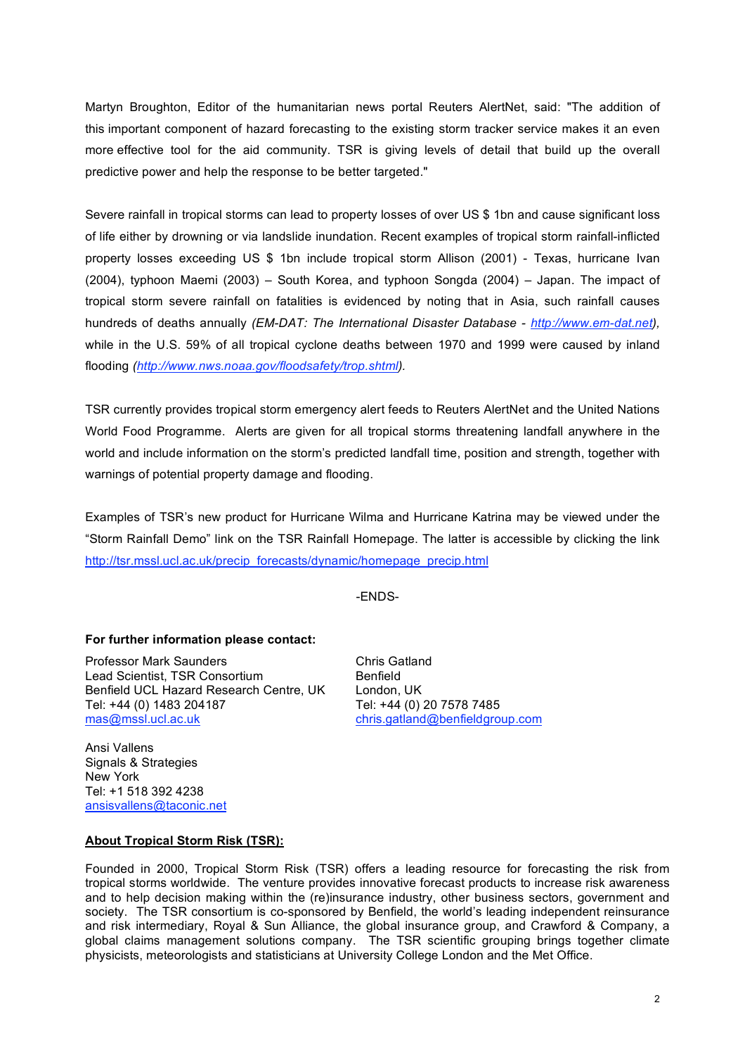Martyn Broughton, Editor of the humanitarian news portal Reuters AlertNet, said: "The addition of this important component of hazard forecasting to the existing storm tracker service makes it an even more effective tool for the aid community. TSR is giving levels of detail that build up the overall predictive power and help the response to be better targeted."

Severe rainfall in tropical storms can lead to property losses of over US $ 1bn and cause significant loss of life either by drowning or via landslide inundation. Recent examples of tropical storm rainfall-inflicted property losses exceeding US $ 1bn include tropical storm Allison (2001) - Texas, hurricane Ivan (2004), typhoon Maemi (2003) – South Korea, and typhoon Songda (2004) – Japan. The impact of tropical storm severe rainfall on fatalities is evidenced by noting that in Asia, such rainfall causes hundreds of deaths annually *(EM-DAT: The International Disaster Database - http://www.em-dat.net)*, while in the U.S. 59% of all tropical cyclone deaths between 1970 and 1999 were caused by inland flooding *(http://www.nws.noaa.gov/floodsafety/trop.shtml)*.

TSR currently provides tropical storm emergency alert feeds to Reuters AlertNet and the United Nations World Food Programme. Alerts are given for all tropical storms threatening landfall anywhere in the world and include information on the storm's predicted landfall time, position and strength, together with warnings of potential property damage and flooding.

Examples of TSR's new product for Hurricane Wilma and Hurricane Katrina may be viewed under the "Storm Rainfall Demo" link on the TSR Rainfall Homepage. The latter is accessible by clicking the link http://tsr.mssl.ucl.ac.uk/precip_forecasts/dynamic/homepage_precip.html

-ENDS-

**For further information please contact:**

Professor Mark Saunders
Lead Scientist, TSR Consortium
Benfield UCL Hazard Research Centre, UK
Tel: +44 (0) 1483 204187
mas@mssl.ucl.ac.uk

Chris Gatland
Benfield
London, UK
Tel: +44 (0) 20 7578 7485
chris.gatland@benfieldgroup.com

Ansi Vallens
Signals & Strategies
New York
Tel: +1 518 392 4238
ansisvallens@taconic.net

**About Tropical Storm Risk (TSR):**

Founded in 2000, Tropical Storm Risk (TSR) offers a leading resource for forecasting the risk from tropical storms worldwide. The venture provides innovative forecast products to increase risk awareness and to help decision making within the (re)insurance industry, other business sectors, government and society. The TSR consortium is co-sponsored by Benfield, the world's leading independent reinsurance and risk intermediary, Royal & Sun Alliance, the global insurance group, and Crawford & Company, a global claims management solutions company. The TSR scientific grouping brings together climate physicists, meteorologists and statisticians at University College London and the Met Office.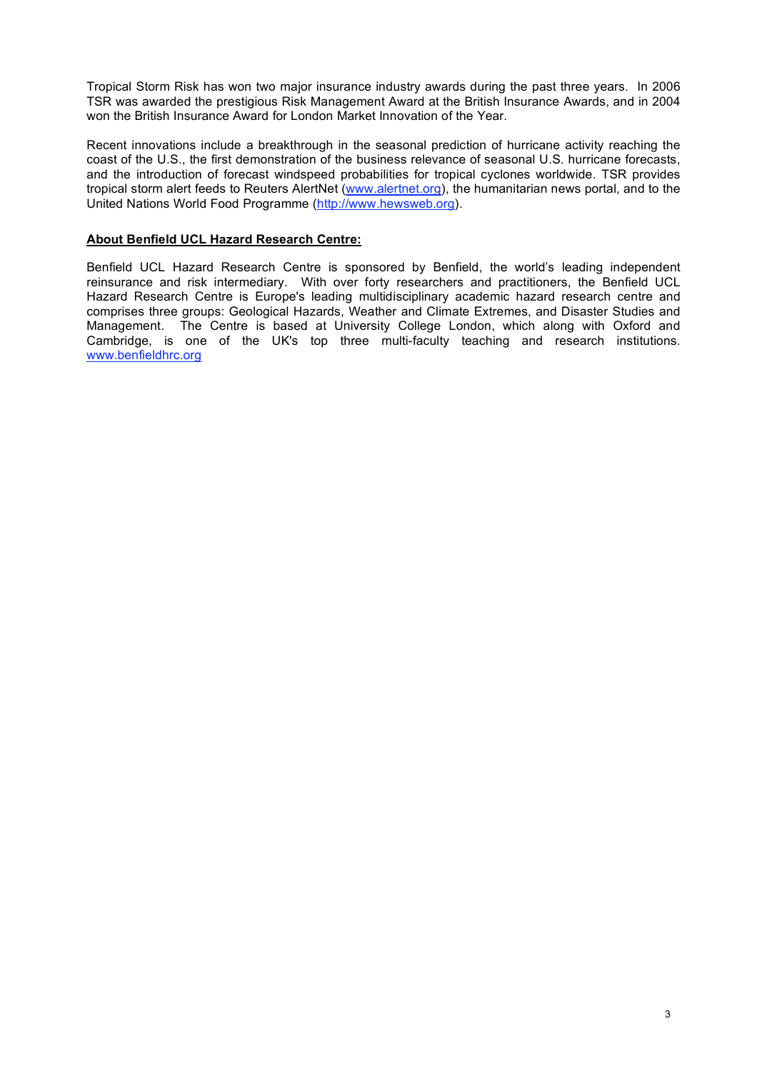Tropical Storm Risk has won two major insurance industry awards during the past three years. In 2006 TSR was awarded the prestigious Risk Management Award at the British Insurance Awards, and in 2004 won the British Insurance Award for London Market Innovation of the Year.

Recent innovations include a breakthrough in the seasonal prediction of hurricane activity reaching the coast of the U.S., the first demonstration of the business relevance of seasonal U.S. hurricane forecasts, and the introduction of forecast windspeed probabilities for tropical cyclones worldwide. TSR provides tropical storm alert feeds to Reuters AlertNet (www.alertnet.org), the humanitarian news portal, and to the United Nations World Food Programme (http://www.hewsweb.org).

**About Benfield UCL Hazard Research Centre:**

Benfield UCL Hazard Research Centre is sponsored by Benfield, the world's leading independent reinsurance and risk intermediary. With over forty researchers and practitioners, the Benfield UCL Hazard Research Centre is Europe's leading multidisciplinary academic hazard research centre and comprises three groups: Geological Hazards, Weather and Climate Extremes, and Disaster Studies and Management. The Centre is based at University College London, which along with Oxford and Cambridge, is one of the UK's top three multi-faculty teaching and research institutions. www.benfieldhrc.org